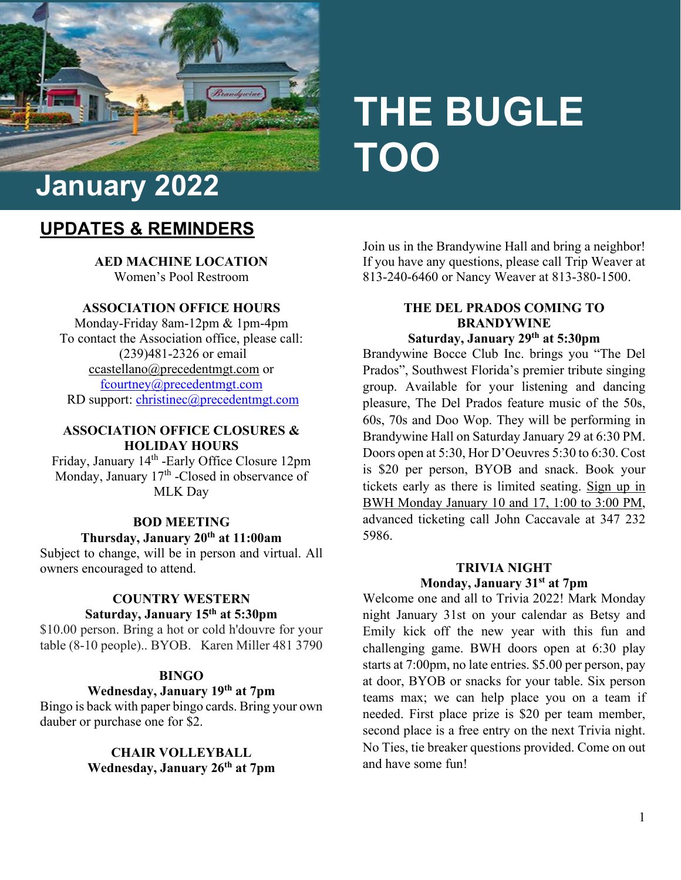# THE BUGLE TOO

## January 2022

## UPDATES & REMINDERS

**AED MACHINE LOCATION**
Women's Pool Restroom

**ASSOCIATION OFFICE HOURS**
Monday-Friday 8am-12pm & 1pm-4pm
To contact the Association office, please call: (239)481-2326 or email ccastellano@precedentmgt.com or fcourtney@precedentmgt.com
RD support: christinec@precedentmgt.com

**ASSOCIATION OFFICE CLOSURES & HOLIDAY HOURS**
Friday, January 14th -Early Office Closure 12pm
Monday, January 17th -Closed in observance of MLK Day

**BOD MEETING**
**Thursday, January 20th at 11:00am**
Subject to change, will be in person and virtual. All owners encouraged to attend.

**COUNTRY WESTERN**
**Saturday, January 15th at 5:30pm**
$10.00 person. Bring a hot or cold h'douvre for your table (8-10 people).. BYOB. Karen Miller 481 3790

**BINGO**
**Wednesday, January 19th at 7pm**
Bingo is back with paper bingo cards. Bring your own dauber or purchase one for $2.

**CHAIR VOLLEYBALL**
**Wednesday, January 26th at 7pm**
Join us in the Brandywine Hall and bring a neighbor! If you have any questions, please call Trip Weaver at 813-240-6460 or Nancy Weaver at 813-380-1500.

**THE DEL PRADOS COMING TO BRANDYWINE**
**Saturday, January 29th at 5:30pm**
Brandywine Bocce Club Inc. brings you "The Del Prados", Southwest Florida's premier tribute singing group. Available for your listening and dancing pleasure, The Del Prados feature music of the 50s, 60s, 70s and Doo Wop. They will be performing in Brandywine Hall on Saturday January 29 at 6:30 PM. Doors open at 5:30, Hor D'Oeuvres 5:30 to 6:30. Cost is $20 per person, BYOB and snack. Book your tickets early as there is limited seating. Sign up in BWH Monday January 10 and 17, 1:00 to 3:00 PM, advanced ticketing call John Caccavale at 347 232 5986.

**TRIVIA NIGHT**
**Monday, January 31st at 7pm**
Welcome one and all to Trivia 2022! Mark Monday night January 31st on your calendar as Betsy and Emily kick off the new year with this fun and challenging game. BWH doors open at 6:30 play starts at 7:00pm, no late entries. $5.00 per person, pay at door, BYOB or snacks for your table. Six person teams max; we can help place you on a team if needed. First place prize is $20 per team member, second place is a free entry on the next Trivia night. No Ties, tie breaker questions provided. Come on out and have some fun!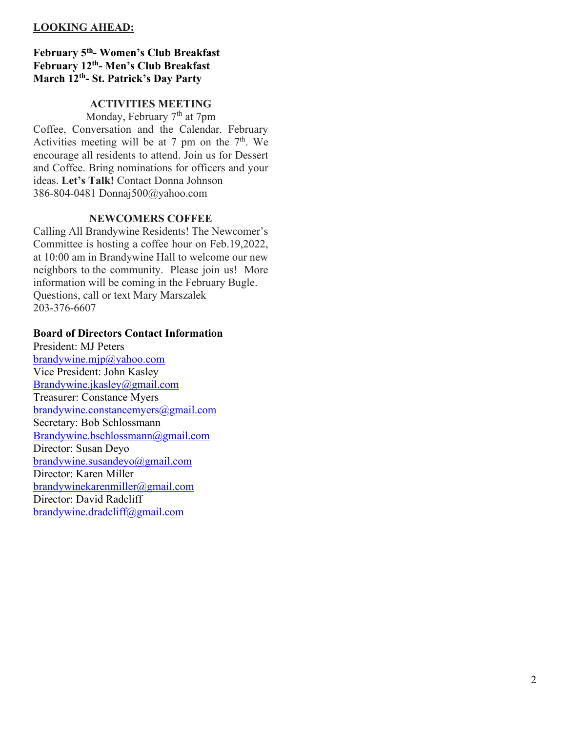## LOOKING AHEAD:

**February 5th- Women's Club Breakfast**
**February 12th- Men's Club Breakfast**
**March 12th- St. Patrick's Day Party**

### ACTIVITIES MEETING

Monday, February 7th at 7pm

Coffee, Conversation and the Calendar. February Activities meeting will be at 7 pm on the 7th. We encourage all residents to attend. Join us for Dessert and Coffee. Bring nominations for officers and your ideas. **Let's Talk!** Contact Donna Johnson 386-804-0481 Donnaj500@yahoo.com

### NEWCOMERS COFFEE

Calling All Brandywine Residents! The Newcomer's Committee is hosting a coffee hour on Feb.19,2022, at 10:00 am in Brandywine Hall to welcome our new neighbors to the community. Please join us! More information will be coming in the February Bugle. Questions, call or text Mary Marszalek 203-376-6607

**Board of Directors Contact Information**

President: MJ Peters
brandywine.mjp@yahoo.com
Vice President: John Kasley
Brandywine.jkasley@gmail.com
Treasurer: Constance Myers
brandywine.constancemyers@gmail.com
Secretary: Bob Schlossmann
Brandywine.bschlossmann@gmail.com
Director: Susan Deyo
brandywine.susandeyo@gmail.com
Director: Karen Miller
brandywinekarenmiller@gmail.com
Director: David Radcliff
brandywine.dradcliff@gmail.com